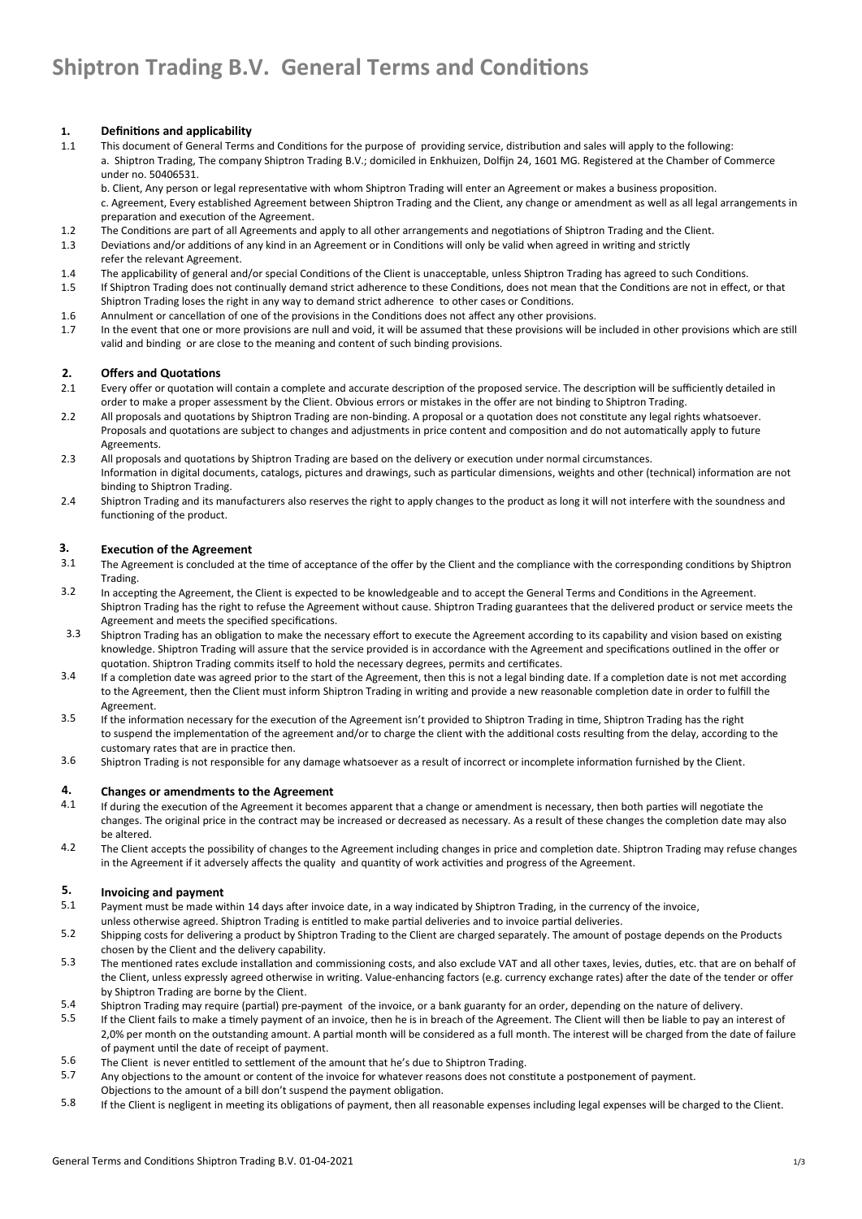# Shiptron Trading B.V. General Terms and Conditions

## 1. Definitions and applicability

1.1 This document of General Terms and Conditions for the purpose of providing service, distribution and sales will apply to the following:
a. Shiptron Trading, The company Shiptron Trading B.V.; domiciled in Enkhuizen, Dolfijn 24, 1601 MG. Registered at the Chamber of Commerce under no. 50406531.
b. Client, Any person or legal representative with whom Shiptron Trading will enter an Agreement or makes a business proposition.
c. Agreement, Every established Agreement between Shiptron Trading and the Client, any change or amendment as well as all legal arrangements in preparation and execution of the Agreement.

1.2 The Conditions are part of all Agreements and apply to all other arrangements and negotiations of Shiptron Trading and the Client.

1.3 Deviations and/or additions of any kind in an Agreement or in Conditions will only be valid when agreed in writing and strictly refer the relevant Agreement.

1.4 The applicability of general and/or special Conditions of the Client is unacceptable, unless Shiptron Trading has agreed to such Conditions.

1.5 If Shiptron Trading does not continually demand strict adherence to these Conditions, does not mean that the Conditions are not in effect, or that Shiptron Trading loses the right in any way to demand strict adherence to other cases or Conditions.

1.6 Annulment or cancellation of one of the provisions in the Conditions does not affect any other provisions.

1.7 In the event that one or more provisions are null and void, it will be assumed that these provisions will be included in other provisions which are still valid and binding or are close to the meaning and content of such binding provisions.

## 2. Offers and Quotations

2.1 Every offer or quotation will contain a complete and accurate description of the proposed service. The description will be sufficiently detailed in order to make a proper assessment by the Client. Obvious errors or mistakes in the offer are not binding to Shiptron Trading.

2.2 All proposals and quotations by Shiptron Trading are non-binding. A proposal or a quotation does not constitute any legal rights whatsoever. Proposals and quotations are subject to changes and adjustments in price content and composition and do not automatically apply to future Agreements.

2.3 All proposals and quotations by Shiptron Trading are based on the delivery or execution under normal circumstances.
Information in digital documents, catalogs, pictures and drawings, such as particular dimensions, weights and other (technical) information are not binding to Shiptron Trading.

2.4 Shiptron Trading and its manufacturers also reserves the right to apply changes to the product as long it will not interfere with the soundness and functioning of the product.

## 3. Execution of the Agreement

3.1 The Agreement is concluded at the time of acceptance of the offer by the Client and the compliance with the corresponding conditions by Shiptron Trading.

3.2 In accepting the Agreement, the Client is expected to be knowledgeable and to accept the General Terms and Conditions in the Agreement. Shiptron Trading has the right to refuse the Agreement without cause. Shiptron Trading guarantees that the delivered product or service meets the Agreement and meets the specified specifications.

3.3 Shiptron Trading has an obligation to make the necessary effort to execute the Agreement according to its capability and vision based on existing knowledge. Shiptron Trading will assure that the service provided is in accordance with the Agreement and specifications outlined in the offer or quotation. Shiptron Trading commits itself to hold the necessary degrees, permits and certificates.

3.4 If a completion date was agreed prior to the start of the Agreement, then this is not a legal binding date. If a completion date is not met according to the Agreement, then the Client must inform Shiptron Trading in writing and provide a new reasonable completion date in order to fulfill the Agreement.

3.5 If the information necessary for the execution of the Agreement isn't provided to Shiptron Trading in time, Shiptron Trading has the right to suspend the implementation of the agreement and/or to charge the client with the additional costs resulting from the delay, according to the customary rates that are in practice then.

3.6 Shiptron Trading is not responsible for any damage whatsoever as a result of incorrect or incomplete information furnished by the Client.

## 4. Changes or amendments to the Agreement

4.1 If during the execution of the Agreement it becomes apparent that a change or amendment is necessary, then both parties will negotiate the changes. The original price in the contract may be increased or decreased as necessary. As a result of these changes the completion date may also be altered.

4.2 The Client accepts the possibility of changes to the Agreement including changes in price and completion date. Shiptron Trading may refuse changes in the Agreement if it adversely affects the quality and quantity of work activities and progress of the Agreement.

## 5. Invoicing and payment

5.1 Payment must be made within 14 days after invoice date, in a way indicated by Shiptron Trading, in the currency of the invoice, unless otherwise agreed. Shiptron Trading is entitled to make partial deliveries and to invoice partial deliveries.

5.2 Shipping costs for delivering a product by Shiptron Trading to the Client are charged separately. The amount of postage depends on the Products chosen by the Client and the delivery capability.

5.3 The mentioned rates exclude installation and commissioning costs, and also exclude VAT and all other taxes, levies, duties, etc. that are on behalf of the Client, unless expressly agreed otherwise in writing. Value-enhancing factors (e.g. currency exchange rates) after the date of the tender or offer by Shiptron Trading are borne by the Client.

5.4 Shiptron Trading may require (partial) pre-payment of the invoice, or a bank guaranty for an order, depending on the nature of delivery.

5.5 If the Client fails to make a timely payment of an invoice, then he is in breach of the Agreement. The Client will then be liable to pay an interest of 2,0% per month on the outstanding amount. A partial month will be considered as a full month. The interest will be charged from the date of failure of payment until the date of receipt of payment.

5.6 The Client is never entitled to settlement of the amount that he's due to Shiptron Trading.

5.7 Any objections to the amount or content of the invoice for whatever reasons does not constitute a postponement of payment.
Objections to the amount of a bill don't suspend the payment obligation.

5.8 If the Client is negligent in meeting its obligations of payment, then all reasonable expenses including legal expenses will be charged to the Client.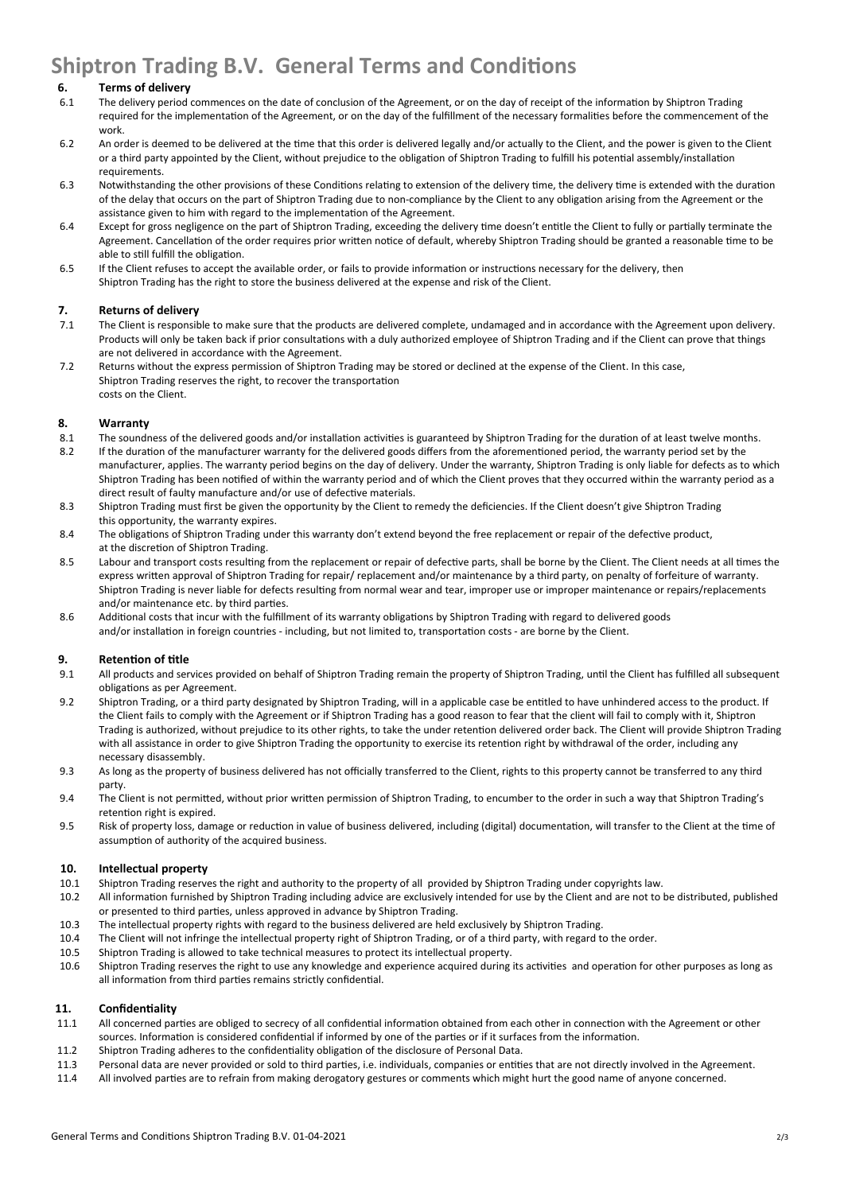# Shiptron Trading B.V. General Terms and Conditions

## 6. Terms of delivery

6.1 The delivery period commences on the date of conclusion of the Agreement, or on the day of receipt of the information by Shiptron Trading required for the implementation of the Agreement, or on the day of the fulfillment of the necessary formalities before the commencement of the work.

6.2 An order is deemed to be delivered at the time that this order is delivered legally and/or actually to the Client, and the power is given to the Client or a third party appointed by the Client, without prejudice to the obligation of Shiptron Trading to fulfill his potential assembly/installation requirements.

6.3 Notwithstanding the other provisions of these Conditions relating to extension of the delivery time, the delivery time is extended with the duration of the delay that occurs on the part of Shiptron Trading due to non-compliance by the Client to any obligation arising from the Agreement or the assistance given to him with regard to the implementation of the Agreement.

6.4 Except for gross negligence on the part of Shiptron Trading, exceeding the delivery time doesn't entitle the Client to fully or partially terminate the Agreement. Cancellation of the order requires prior written notice of default, whereby Shiptron Trading should be granted a reasonable time to be able to still fulfill the obligation.

6.5 If the Client refuses to accept the available order, or fails to provide information or instructions necessary for the delivery, then Shiptron Trading has the right to store the business delivered at the expense and risk of the Client.

## 7. Returns of delivery

7.1 The Client is responsible to make sure that the products are delivered complete, undamaged and in accordance with the Agreement upon delivery. Products will only be taken back if prior consultations with a duly authorized employee of Shiptron Trading and if the Client can prove that things are not delivered in accordance with the Agreement.

7.2 Returns without the express permission of Shiptron Trading may be stored or declined at the expense of the Client. In this case, Shiptron Trading reserves the right, to recover the transportation costs on the Client.

## 8. Warranty

8.1 The soundness of the delivered goods and/or installation activities is guaranteed by Shiptron Trading for the duration of at least twelve months.

8.2 If the duration of the manufacturer warranty for the delivered goods differs from the aforementioned period, the warranty period set by the manufacturer, applies. The warranty period begins on the day of delivery. Under the warranty, Shiptron Trading is only liable for defects as to which Shiptron Trading has been notified of within the warranty period and of which the Client proves that they occurred within the warranty period as a direct result of faulty manufacture and/or use of defective materials.

8.3 Shiptron Trading must first be given the opportunity by the Client to remedy the deficiencies. If the Client doesn't give Shiptron Trading this opportunity, the warranty expires.

8.4 The obligations of Shiptron Trading under this warranty don't extend beyond the free replacement or repair of the defective product, at the discretion of Shiptron Trading.

8.5 Labour and transport costs resulting from the replacement or repair of defective parts, shall be borne by the Client. The Client needs at all times the express written approval of Shiptron Trading for repair/ replacement and/or maintenance by a third party, on penalty of forfeiture of warranty. Shiptron Trading is never liable for defects resulting from normal wear and tear, improper use or improper maintenance or repairs/replacements and/or maintenance etc. by third parties.

8.6 Additional costs that incur with the fulfillment of its warranty obligations by Shiptron Trading with regard to delivered goods and/or installation in foreign countries - including, but not limited to, transportation costs - are borne by the Client.

## 9. Retention of title

9.1 All products and services provided on behalf of Shiptron Trading remain the property of Shiptron Trading, until the Client has fulfilled all subsequent obligations as per Agreement.

9.2 Shiptron Trading, or a third party designated by Shiptron Trading, will in a applicable case be entitled to have unhindered access to the product. If the Client fails to comply with the Agreement or if Shiptron Trading has a good reason to fear that the client will fail to comply with it, Shiptron Trading is authorized, without prejudice to its other rights, to take the under retention delivered order back. The Client will provide Shiptron Trading with all assistance in order to give Shiptron Trading the opportunity to exercise its retention right by withdrawal of the order, including any necessary disassembly.

9.3 As long as the property of business delivered has not officially transferred to the Client, rights to this property cannot be transferred to any third party.

9.4 The Client is not permitted, without prior written permission of Shiptron Trading, to encumber to the order in such a way that Shiptron Trading's retention right is expired.

9.5 Risk of property loss, damage or reduction in value of business delivered, including (digital) documentation, will transfer to the Client at the time of assumption of authority of the acquired business.

## 10. Intellectual property

10.1 Shiptron Trading reserves the right and authority to the property of all provided by Shiptron Trading under copyrights law.

10.2 All information furnished by Shiptron Trading including advice are exclusively intended for use by the Client and are not to be distributed, published or presented to third parties, unless approved in advance by Shiptron Trading.

10.3 The intellectual property rights with regard to the business delivered are held exclusively by Shiptron Trading.

10.4 The Client will not infringe the intellectual property right of Shiptron Trading, or of a third party, with regard to the order.

10.5 Shiptron Trading is allowed to take technical measures to protect its intellectual property.

10.6 Shiptron Trading reserves the right to use any knowledge and experience acquired during its activities and operation for other purposes as long as all information from third parties remains strictly confidential.

## 11. Confidentiality

11.1 All concerned parties are obliged to secrecy of all confidential information obtained from each other in connection with the Agreement or other sources. Information is considered confidential if informed by one of the parties or if it surfaces from the information.

11.2 Shiptron Trading adheres to the confidentiality obligation of the disclosure of Personal Data.

11.3 Personal data are never provided or sold to third parties, i.e. individuals, companies or entities that are not directly involved in the Agreement.

11.4 All involved parties are to refrain from making derogatory gestures or comments which might hurt the good name of anyone concerned.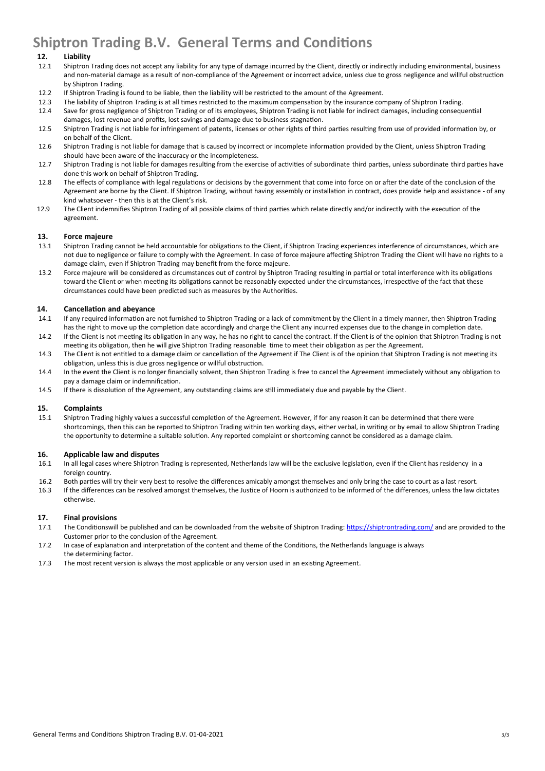# Shiptron Trading B.V. General Terms and Conditions

## 12. Liability

12.1 Shiptron Trading does not accept any liability for any type of damage incurred by the Client, directly or indirectly including environmental, business and non-material damage as a result of non-compliance of the Agreement or incorrect advice, unless due to gross negligence and willful obstruction by Shiptron Trading.

12.2 If Shiptron Trading is found to be liable, then the liability will be restricted to the amount of the Agreement.

12.3 The liability of Shiptron Trading is at all times restricted to the maximum compensation by the insurance company of Shiptron Trading.

12.4 Save for gross negligence of Shiptron Trading or of its employees, Shiptron Trading is not liable for indirect damages, including consequential damages, lost revenue and profits, lost savings and damage due to business stagnation.

12.5 Shiptron Trading is not liable for infringement of patents, licenses or other rights of third parties resulting from use of provided information by, or on behalf of the Client.

12.6 Shiptron Trading is not liable for damage that is caused by incorrect or incomplete information provided by the Client, unless Shiptron Trading should have been aware of the inaccuracy or the incompleteness.

12.7 Shiptron Trading is not liable for damages resulting from the exercise of activities of subordinate third parties, unless subordinate third parties have done this work on behalf of Shiptron Trading.

12.8 The effects of compliance with legal regulations or decisions by the government that come into force on or after the date of the conclusion of the Agreement are borne by the Client. If Shiptron Trading, without having assembly or installation in contract, does provide help and assistance - of any kind whatsoever - then this is at the Client's risk.

12.9 The Client indemnifies Shiptron Trading of all possible claims of third parties which relate directly and/or indirectly with the execution of the agreement.

## 13. Force majeure

13.1 Shiptron Trading cannot be held accountable for obligations to the Client, if Shiptron Trading experiences interference of circumstances, which are not due to negligence or failure to comply with the Agreement. In case of force majeure affecting Shiptron Trading the Client will have no rights to a damage claim, even if Shiptron Trading may benefit from the force majeure.

13.2 Force majeure will be considered as circumstances out of control by Shiptron Trading resulting in partial or total interference with its obligations toward the Client or when meeting its obligations cannot be reasonably expected under the circumstances, irrespective of the fact that these circumstances could have been predicted such as measures by the Authorities.

## 14. Cancellation and abeyance

14.1 If any required information are not furnished to Shiptron Trading or a lack of commitment by the Client in a timely manner, then Shiptron Trading has the right to move up the completion date accordingly and charge the Client any incurred expenses due to the change in completion date.

14.2 If the Client is not meeting its obligation in any way, he has no right to cancel the contract. If the Client is of the opinion that Shiptron Trading is not meeting its obligation, then he will give Shiptron Trading reasonable time to meet their obligation as per the Agreement.

14.3 The Client is not entitled to a damage claim or cancellation of the Agreement if The Client is of the opinion that Shiptron Trading is not meeting its obligation, unless this is due gross negligence or willful obstruction.

14.4 In the event the Client is no longer financially solvent, then Shiptron Trading is free to cancel the Agreement immediately without any obligation to pay a damage claim or indemnification.

14.5 If there is dissolution of the Agreement, any outstanding claims are still immediately due and payable by the Client.

## 15. Complaints

15.1 Shiptron Trading highly values a successful completion of the Agreement. However, if for any reason it can be determined that there were shortcomings, then this can be reported to Shiptron Trading within ten working days, either verbal, in writing or by email to allow Shiptron Trading the opportunity to determine a suitable solution. Any reported complaint or shortcoming cannot be considered as a damage claim.

## 16. Applicable law and disputes

16.1 In all legal cases where Shiptron Trading is represented, Netherlands law will be the exclusive legislation, even if the Client has residency in a foreign country.

16.2 Both parties will try their very best to resolve the differences amicably amongst themselves and only bring the case to court as a last resort.

16.3 If the differences can be resolved amongst themselves, the Justice of Hoorn is authorized to be informed of the differences, unless the law dictates otherwise.

## 17. Final provisions

17.1 The Conditionswill be published and can be downloaded from the website of Shiptron Trading: https://shiptrontrading.com/ and are provided to the Customer prior to the conclusion of the Agreement.

17.2 In case of explanation and interpretation of the content and theme of the Conditions, the Netherlands language is always the determining factor.

17.3 The most recent version is always the most applicable or any version used in an existing Agreement.